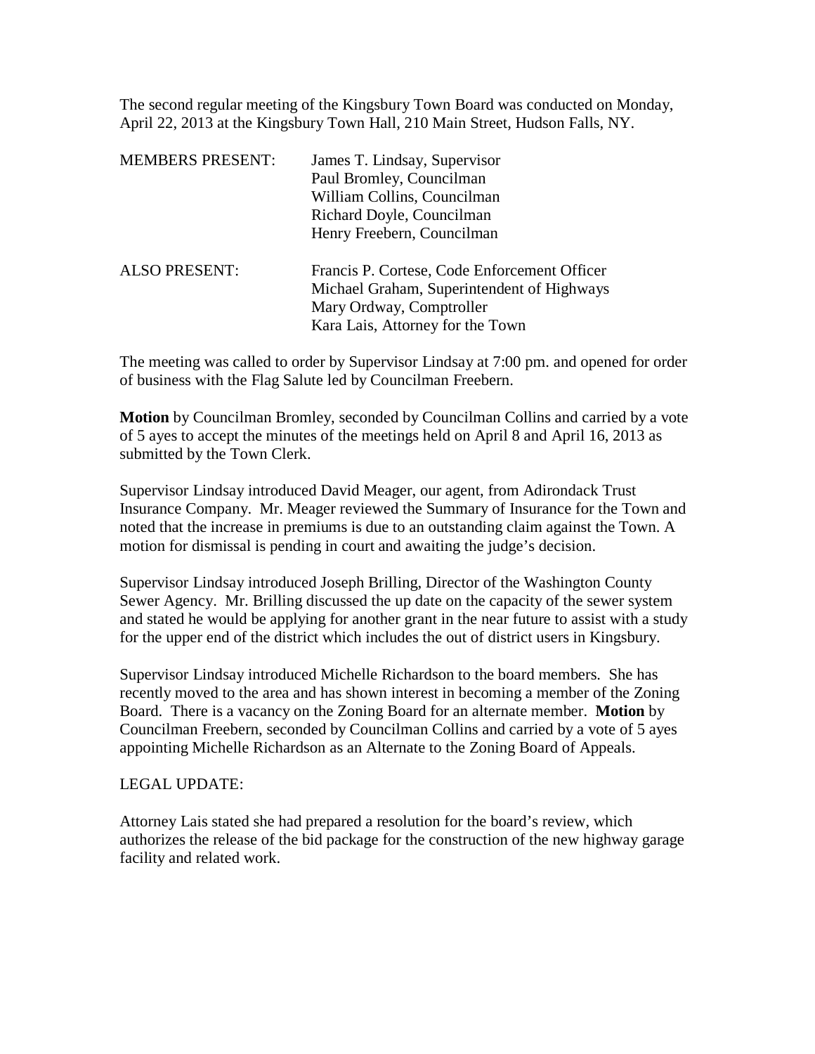The second regular meeting of the Kingsbury Town Board was conducted on Monday, April 22, 2013 at the Kingsbury Town Hall, 210 Main Street, Hudson Falls, NY.

| | |
|---|---|
| MEMBERS PRESENT: | James T. Lindsay, Supervisor<br>Paul Bromley, Councilman<br>William Collins, Councilman<br>Richard Doyle, Councilman<br>Henry Freebern, Councilman |
| ALSO PRESENT: | Francis P. Cortese, Code Enforcement Officer<br>Michael Graham, Superintendent of Highways<br>Mary Ordway, Comptroller<br>Kara Lais, Attorney for the Town |

The meeting was called to order by Supervisor Lindsay at 7:00 pm. and opened for order of business with the Flag Salute led by Councilman Freebern.

**Motion** by Councilman Bromley, seconded by Councilman Collins and carried by a vote of 5 ayes to accept the minutes of the meetings held on April 8 and April 16, 2013 as submitted by the Town Clerk.

Supervisor Lindsay introduced David Meager, our agent, from Adirondack Trust Insurance Company. Mr. Meager reviewed the Summary of Insurance for the Town and noted that the increase in premiums is due to an outstanding claim against the Town. A motion for dismissal is pending in court and awaiting the judge's decision.

Supervisor Lindsay introduced Joseph Brilling, Director of the Washington County Sewer Agency. Mr. Brilling discussed the up date on the capacity of the sewer system and stated he would be applying for another grant in the near future to assist with a study for the upper end of the district which includes the out of district users in Kingsbury.

Supervisor Lindsay introduced Michelle Richardson to the board members. She has recently moved to the area and has shown interest in becoming a member of the Zoning Board. There is a vacancy on the Zoning Board for an alternate member. **Motion** by Councilman Freebern, seconded by Councilman Collins and carried by a vote of 5 ayes appointing Michelle Richardson as an Alternate to the Zoning Board of Appeals.

LEGAL UPDATE:

Attorney Lais stated she had prepared a resolution for the board's review, which authorizes the release of the bid package for the construction of the new highway garage facility and related work.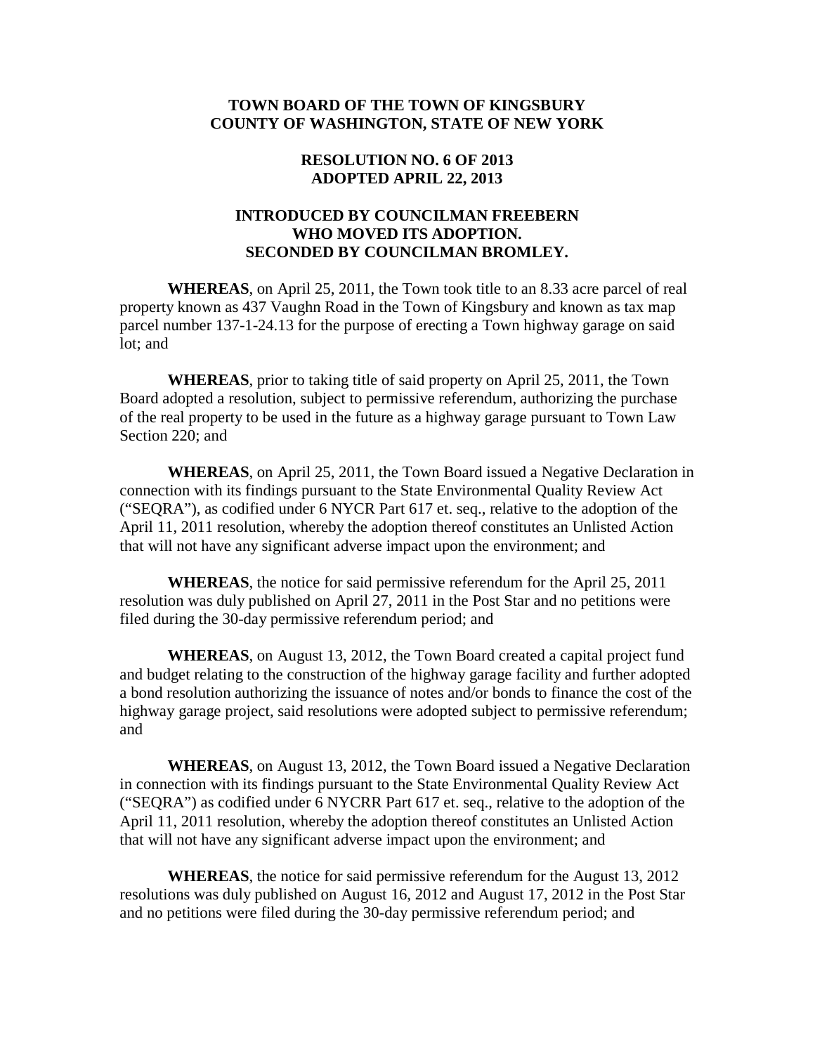**TOWN BOARD OF THE TOWN OF KINGSBURY**
**COUNTY OF WASHINGTON, STATE OF NEW YORK**

**RESOLUTION NO. 6 OF 2013**
**ADOPTED APRIL 22, 2013**

**INTRODUCED BY COUNCILMAN FREEBERN**
**WHO MOVED ITS ADOPTION.**
**SECONDED BY COUNCILMAN BROMLEY.**

**WHEREAS**, on April 25, 2011, the Town took title to an 8.33 acre parcel of real property known as 437 Vaughn Road in the Town of Kingsbury and known as tax map parcel number 137-1-24.13 for the purpose of erecting a Town highway garage on said lot; and

**WHEREAS**, prior to taking title of said property on April 25, 2011, the Town Board adopted a resolution, subject to permissive referendum, authorizing the purchase of the real property to be used in the future as a highway garage pursuant to Town Law Section 220; and

**WHEREAS**, on April 25, 2011, the Town Board issued a Negative Declaration in connection with its findings pursuant to the State Environmental Quality Review Act ("SEQRA"), as codified under 6 NYCR Part 617 et. seq., relative to the adoption of the April 11, 2011 resolution, whereby the adoption thereof constitutes an Unlisted Action that will not have any significant adverse impact upon the environment; and

**WHEREAS**, the notice for said permissive referendum for the April 25, 2011 resolution was duly published on April 27, 2011 in the Post Star and no petitions were filed during the 30-day permissive referendum period; and

**WHEREAS**, on August 13, 2012, the Town Board created a capital project fund and budget relating to the construction of the highway garage facility and further adopted a bond resolution authorizing the issuance of notes and/or bonds to finance the cost of the highway garage project, said resolutions were adopted subject to permissive referendum; and

**WHEREAS**, on August 13, 2012, the Town Board issued a Negative Declaration in connection with its findings pursuant to the State Environmental Quality Review Act ("SEQRA") as codified under 6 NYCRR Part 617 et. seq., relative to the adoption of the April 11, 2011 resolution, whereby the adoption thereof constitutes an Unlisted Action that will not have any significant adverse impact upon the environment; and

**WHEREAS**, the notice for said permissive referendum for the August 13, 2012 resolutions was duly published on August 16, 2012 and August 17, 2012 in the Post Star and no petitions were filed during the 30-day permissive referendum period; and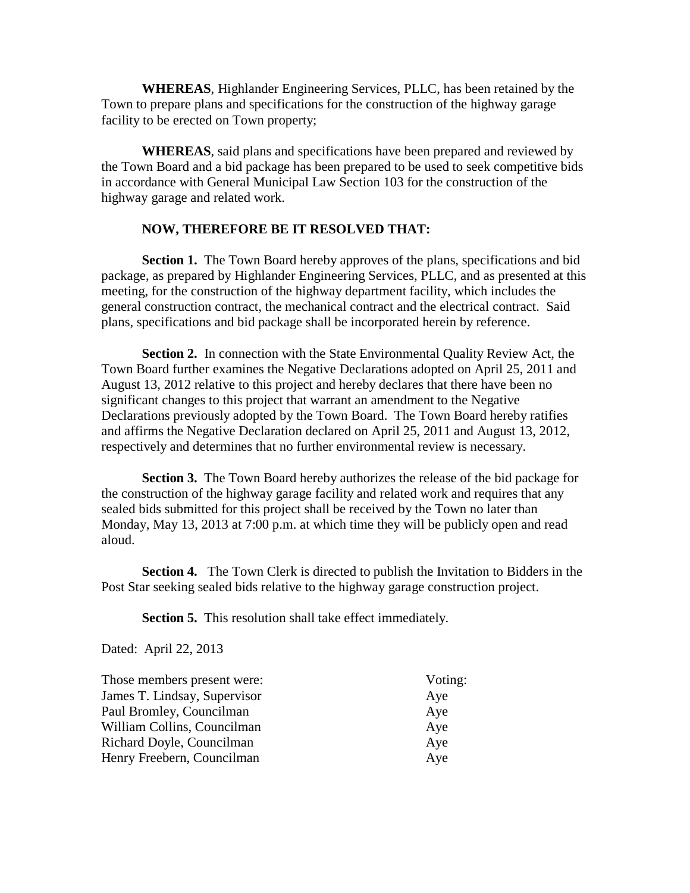**WHEREAS**, Highlander Engineering Services, PLLC, has been retained by the Town to prepare plans and specifications for the construction of the highway garage facility to be erected on Town property;

**WHEREAS**, said plans and specifications have been prepared and reviewed by the Town Board and a bid package has been prepared to be used to seek competitive bids in accordance with General Municipal Law Section 103 for the construction of the highway garage and related work.

**NOW, THEREFORE BE IT RESOLVED THAT:**

**Section 1.** The Town Board hereby approves of the plans, specifications and bid package, as prepared by Highlander Engineering Services, PLLC, and as presented at this meeting, for the construction of the highway department facility, which includes the general construction contract, the mechanical contract and the electrical contract. Said plans, specifications and bid package shall be incorporated herein by reference.

**Section 2.** In connection with the State Environmental Quality Review Act, the Town Board further examines the Negative Declarations adopted on April 25, 2011 and August 13, 2012 relative to this project and hereby declares that there have been no significant changes to this project that warrant an amendment to the Negative Declarations previously adopted by the Town Board. The Town Board hereby ratifies and affirms the Negative Declaration declared on April 25, 2011 and August 13, 2012, respectively and determines that no further environmental review is necessary.

**Section 3.** The Town Board hereby authorizes the release of the bid package for the construction of the highway garage facility and related work and requires that any sealed bids submitted for this project shall be received by the Town no later than Monday, May 13, 2013 at 7:00 p.m. at which time they will be publicly open and read aloud.

**Section 4.** The Town Clerk is directed to publish the Invitation to Bidders in the Post Star seeking sealed bids relative to the highway garage construction project.

**Section 5.** This resolution shall take effect immediately.

Dated: April 22, 2013

| Those members present were: | Voting: |
|---|---|
| James T. Lindsay, Supervisor | Aye |
| Paul Bromley, Councilman | Aye |
| William Collins, Councilman | Aye |
| Richard Doyle, Councilman | Aye |
| Henry Freebern, Councilman | Aye |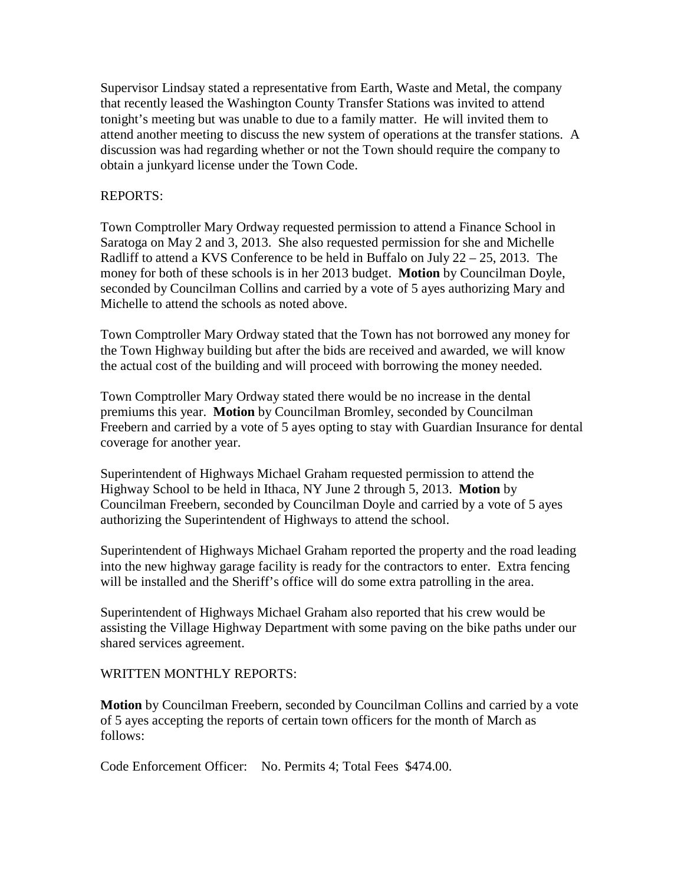Supervisor Lindsay stated a representative from Earth, Waste and Metal, the company that recently leased the Washington County Transfer Stations was invited to attend tonight's meeting but was unable to due to a family matter. He will invited them to attend another meeting to discuss the new system of operations at the transfer stations. A discussion was had regarding whether or not the Town should require the company to obtain a junkyard license under the Town Code.

REPORTS:

Town Comptroller Mary Ordway requested permission to attend a Finance School in Saratoga on May 2 and 3, 2013. She also requested permission for she and Michelle Radliff to attend a KVS Conference to be held in Buffalo on July 22 – 25, 2013. The money for both of these schools is in her 2013 budget. **Motion** by Councilman Doyle, seconded by Councilman Collins and carried by a vote of 5 ayes authorizing Mary and Michelle to attend the schools as noted above.

Town Comptroller Mary Ordway stated that the Town has not borrowed any money for the Town Highway building but after the bids are received and awarded, we will know the actual cost of the building and will proceed with borrowing the money needed.

Town Comptroller Mary Ordway stated there would be no increase in the dental premiums this year. **Motion** by Councilman Bromley, seconded by Councilman Freebern and carried by a vote of 5 ayes opting to stay with Guardian Insurance for dental coverage for another year.

Superintendent of Highways Michael Graham requested permission to attend the Highway School to be held in Ithaca, NY June 2 through 5, 2013. **Motion** by Councilman Freebern, seconded by Councilman Doyle and carried by a vote of 5 ayes authorizing the Superintendent of Highways to attend the school.

Superintendent of Highways Michael Graham reported the property and the road leading into the new highway garage facility is ready for the contractors to enter. Extra fencing will be installed and the Sheriff's office will do some extra patrolling in the area.

Superintendent of Highways Michael Graham also reported that his crew would be assisting the Village Highway Department with some paving on the bike paths under our shared services agreement.

WRITTEN MONTHLY REPORTS:

**Motion** by Councilman Freebern, seconded by Councilman Collins and carried by a vote of 5 ayes accepting the reports of certain town officers for the month of March as follows:

Code Enforcement Officer: No. Permits 4; Total Fees $474.00.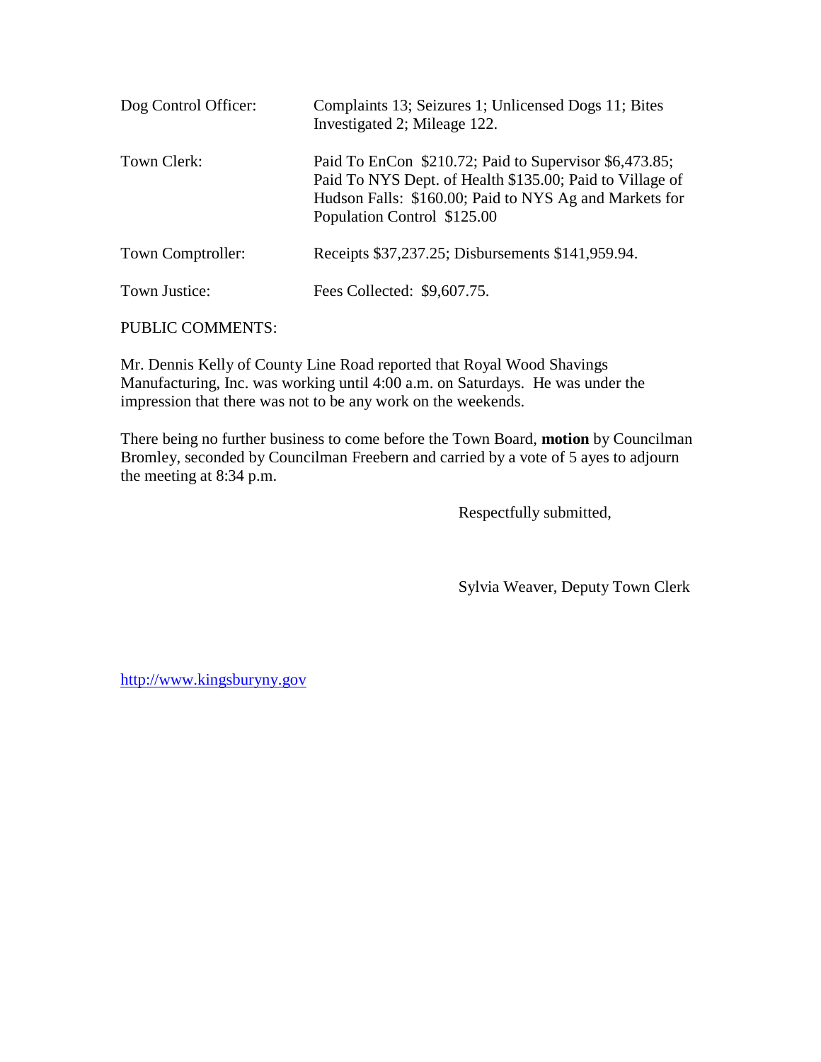| | |
|---|---|
| Dog Control Officer: | Complaints 13; Seizures 1; Unlicensed Dogs 11; Bites Investigated 2; Mileage 122. |
| Town Clerk: | Paid To EnCon $210.72; Paid to Supervisor $6,473.85; Paid To NYS Dept. of Health $135.00; Paid to Village of Hudson Falls: $160.00; Paid to NYS Ag and Markets for Population Control $125.00 |
| Town Comptroller: | Receipts $37,237.25; Disbursements $141,959.94. |
| Town Justice: | Fees Collected: $9,607.75. |

PUBLIC COMMENTS:

Mr. Dennis Kelly of County Line Road reported that Royal Wood Shavings Manufacturing, Inc. was working until 4:00 a.m. on Saturdays. He was under the impression that there was not to be any work on the weekends.

There being no further business to come before the Town Board, **motion** by Councilman Bromley, seconded by Councilman Freebern and carried by a vote of 5 ayes to adjourn the meeting at 8:34 p.m.

Respectfully submitted,

Sylvia Weaver, Deputy Town Clerk

http://www.kingsburyny.gov